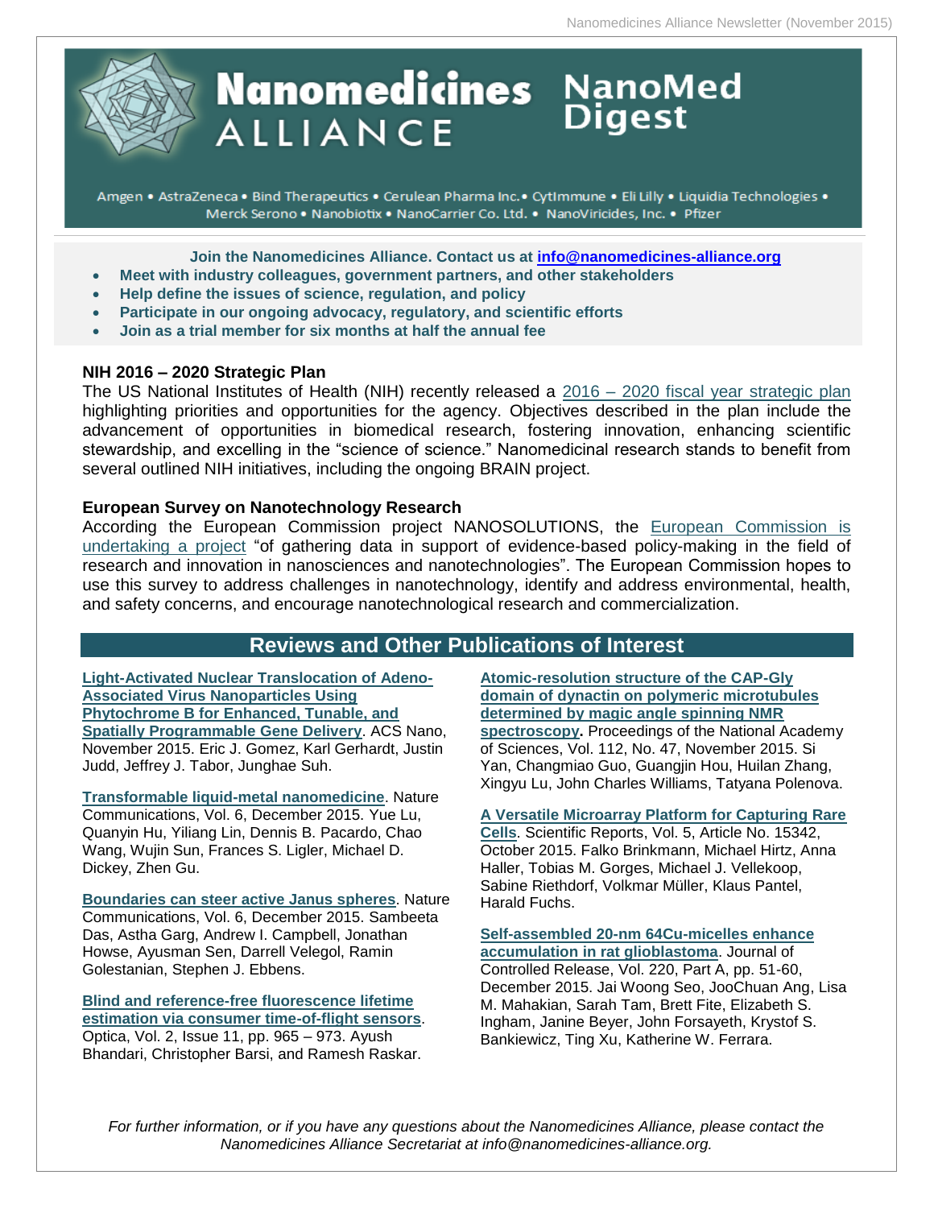# Nanomedicines Alliance NanoMed Digest

Amgen • AstraZeneca • Bind Therapeutics • Cerulean Pharma Inc.• CytImmune • Eli Lilly • Liquidia Technologies • Merck Serono • Nanobiotix • NanoCarrier Co. Ltd. • NanoViricides, Inc. • Pfizer

**Join the Nanomedicines Alliance. Contact us at info@nanomedicines-alliance.org**

- **Meet with industry colleagues, government partners, and other stakeholders**
- **Help define the issues of science, regulation, and policy**
- **Participate in our ongoing advocacy, regulatory, and scientific efforts**
- **Join as a trial member for six months at half the annual fee**

### NIH 2016 – 2020 Strategic Plan

The US National Institutes of Health (NIH) recently released a 2016 – 2020 fiscal year strategic plan highlighting priorities and opportunities for the agency. Objectives described in the plan include the advancement of opportunities in biomedical research, fostering innovation, enhancing scientific stewardship, and excelling in the "science of science." Nanomedicinal research stands to benefit from several outlined NIH initiatives, including the ongoing BRAIN project.

### European Survey on Nanotechnology Research

According the European Commission project NANOSOLUTIONS, the European Commission is undertaking a project "of gathering data in support of evidence-based policy-making in the field of research and innovation in nanosciences and nanotechnologies". The European Commission hopes to use this survey to address challenges in nanotechnology, identify and address environmental, health, and safety concerns, and encourage nanotechnological research and commercialization.

## Reviews and Other Publications of Interest

**Light-Activated Nuclear Translocation of Adeno-Associated Virus Nanoparticles Using Phytochrome B for Enhanced, Tunable, and Spatially Programmable Gene Delivery**. ACS Nano, November 2015. Eric J. Gomez, Karl Gerhardt, Justin Judd, Jeffrey J. Tabor, Junghae Suh.

**Transformable liquid-metal nanomedicine**. Nature Communications, Vol. 6, December 2015. Yue Lu, Quanyin Hu, Yiliang Lin, Dennis B. Pacardo, Chao Wang, Wujin Sun, Frances S. Ligler, Michael D. Dickey, Zhen Gu.

**Boundaries can steer active Janus spheres**. Nature Communications, Vol. 6, December 2015. Sambeeta Das, Astha Garg, Andrew I. Campbell, Jonathan Howse, Ayusman Sen, Darrell Velegol, Ramin Golestanian, Stephen J. Ebbens.

**Blind and reference-free fluorescence lifetime estimation via consumer time-of-flight sensors**. Optica, Vol. 2, Issue 11, pp. 965 – 973. Ayush Bhandari, Christopher Barsi, and Ramesh Raskar.

**Atomic-resolution structure of the CAP-Gly domain of dynactin on polymeric microtubules determined by magic angle spinning NMR spectroscopy.** Proceedings of the National Academy of Sciences, Vol. 112, No. 47, November 2015. Si Yan, Changmiao Guo, Guangjin Hou, Huilan Zhang, Xingyu Lu, John Charles Williams, Tatyana Polenova.

**A Versatile Microarray Platform for Capturing Rare Cells**. Scientific Reports, Vol. 5, Article No. 15342, October 2015. Falko Brinkmann, Michael Hirtz, Anna Haller, Tobias M. Gorges, Michael J. Vellekoop, Sabine Riethdorf, Volkmar Müller, Klaus Pantel, Harald Fuchs.

**Self-assembled 20-nm 64Cu-micelles enhance accumulation in rat glioblastoma**. Journal of Controlled Release, Vol. 220, Part A, pp. 51-60, December 2015. Jai Woong Seo, JooChuan Ang, Lisa M. Mahakian, Sarah Tam, Brett Fite, Elizabeth S. Ingham, Janine Beyer, John Forsayeth, Krystof S. Bankiewicz, Ting Xu, Katherine W. Ferrara.

*For further information, or if you have any questions about the Nanomedicines Alliance, please contact the Nanomedicines Alliance Secretariat at info@nanomedicines-alliance.org.*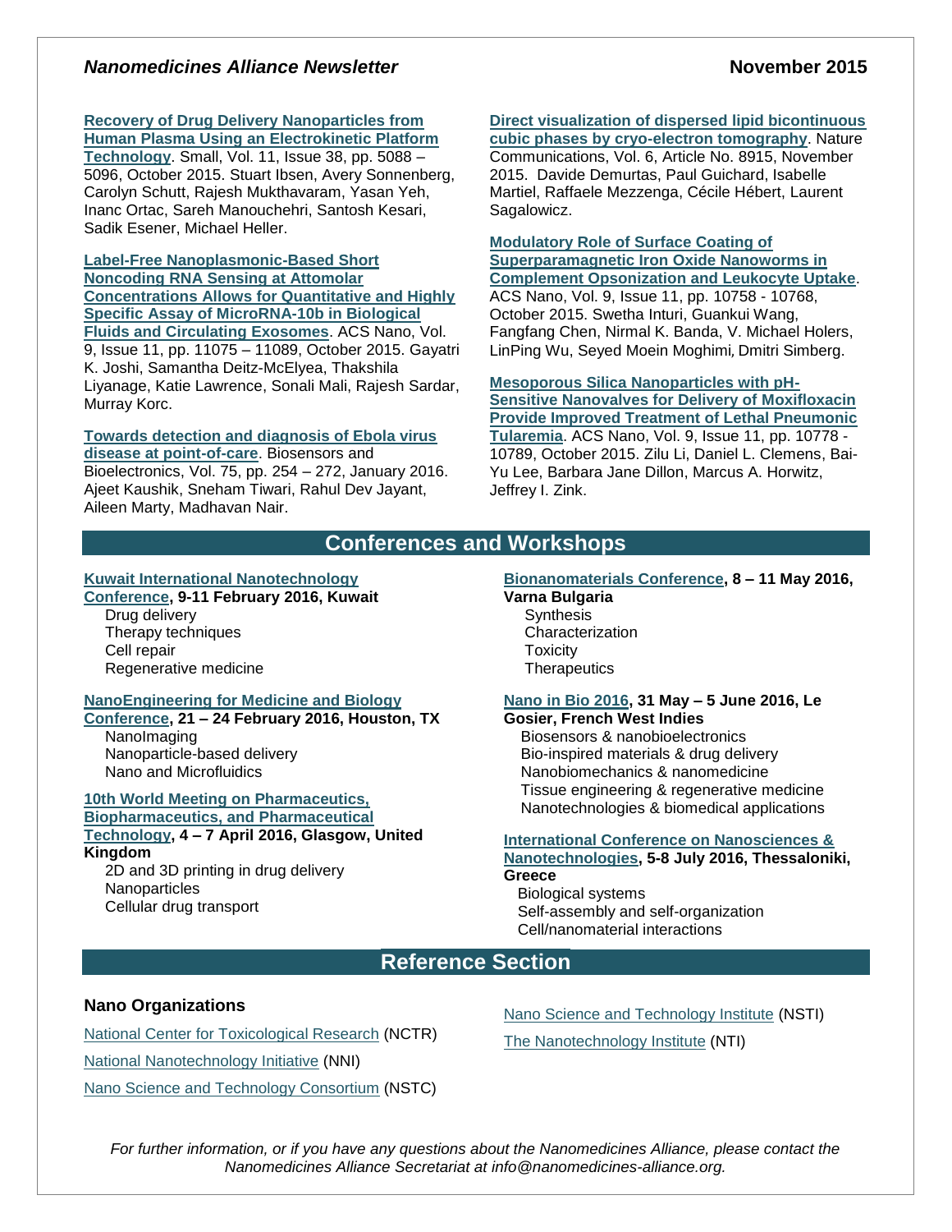**Recovery of Drug Delivery Nanoparticles from Human Plasma Using an Electrokinetic Platform Technology**. Small, Vol. 11, Issue 38, pp. 5088 – 5096, October 2015. Stuart Ibsen, Avery Sonnenberg, Carolyn Schutt, Rajesh Mukthavaram, Yasan Yeh, Inanc Ortac, Sareh Manouchehri, Santosh Kesari, Sadik Esener, Michael Heller.

**Label-Free Nanoplasmonic-Based Short Noncoding RNA Sensing at Attomolar Concentrations Allows for Quantitative and Highly Specific Assay of MicroRNA-10b in Biological Fluids and Circulating Exosomes**. ACS Nano, Vol. 9, Issue 11, pp. 11075 – 11089, October 2015. Gayatri K. Joshi, Samantha Deitz-McElyea, Thakshila Liyanage, Katie Lawrence, Sonali Mali, Rajesh Sardar, Murray Korc.

**Towards detection and diagnosis of Ebola virus disease at point-of-care**. Biosensors and Bioelectronics, Vol. 75, pp. 254 – 272, January 2016. Ajeet Kaushik, Sneham Tiwari, Rahul Dev Jayant, Aileen Marty, Madhavan Nair.

**Direct visualization of dispersed lipid bicontinuous cubic phases by cryo-electron tomography**. Nature Communications, Vol. 6, Article No. 8915, November 2015. Davide Demurtas, Paul Guichard, Isabelle Martiel, Raffaele Mezzenga, Cécile Hébert, Laurent Sagalowicz.

**Modulatory Role of Surface Coating of Superparamagnetic Iron Oxide Nanoworms in Complement Opsonization and Leukocyte Uptake**. ACS Nano, Vol. 9, Issue 11, pp. 10758 - 10768, October 2015. Swetha Inturi, Guankui Wang, Fangfang Chen, Nirmal K. Banda, V. Michael Holers, LinPing Wu, Seyed Moein Moghimi, Dmitri Simberg.

**Mesoporous Silica Nanoparticles with pH-Sensitive Nanovalves for Delivery of Moxifloxacin Provide Improved Treatment of Lethal Pneumonic Tularemia**. ACS Nano, Vol. 9, Issue 11, pp. 10778 - 10789, October 2015. Zilu Li, Daniel L. Clemens, Bai-Yu Lee, Barbara Jane Dillon, Marcus A. Horwitz, Jeffrey I. Zink.

## Conferences and Workshops

**Kuwait International Nanotechnology Conference, 9-11 February 2016, Kuwait**
- Drug delivery
- Therapy techniques
- Cell repair
- Regenerative medicine

**NanoEngineering for Medicine and Biology Conference, 21 – 24 February 2016, Houston, TX**
- NanoImaging
- Nanoparticle-based delivery
- Nano and Microfluidics

**10th World Meeting on Pharmaceutics, Biopharmaceutics, and Pharmaceutical Technology, 4 – 7 April 2016, Glasgow, United Kingdom**
- 2D and 3D printing in drug delivery
- Nanoparticles
- Cellular drug transport

**Bionanomaterials Conference, 8 – 11 May 2016, Varna Bulgaria**
- Synthesis
- Characterization
- Toxicity
- Therapeutics

**Nano in Bio 2016, 31 May – 5 June 2016, Le Gosier, French West Indies**
- Biosensors & nanobioelectronics
- Bio-inspired materials & drug delivery
- Nanobiomechanics & nanomedicine
- Tissue engineering & regenerative medicine
- Nanotechnologies & biomedical applications

**International Conference on Nanosciences & Nanotechnologies, 5-8 July 2016, Thessaloniki, Greece**
- Biological systems
- Self-assembly and self-organization
- Cell/nanomaterial interactions

## Reference Section

### Nano Organizations

National Center for Toxicological Research (NCTR)

National Nanotechnology Initiative (NNI)

Nano Science and Technology Consortium (NSTC)

Nano Science and Technology Institute (NSTI)

The Nanotechnology Institute (NTI)

*For further information, or if you have any questions about the Nanomedicines Alliance, please contact the Nanomedicines Alliance Secretariat at info@nanomedicines-alliance.org.*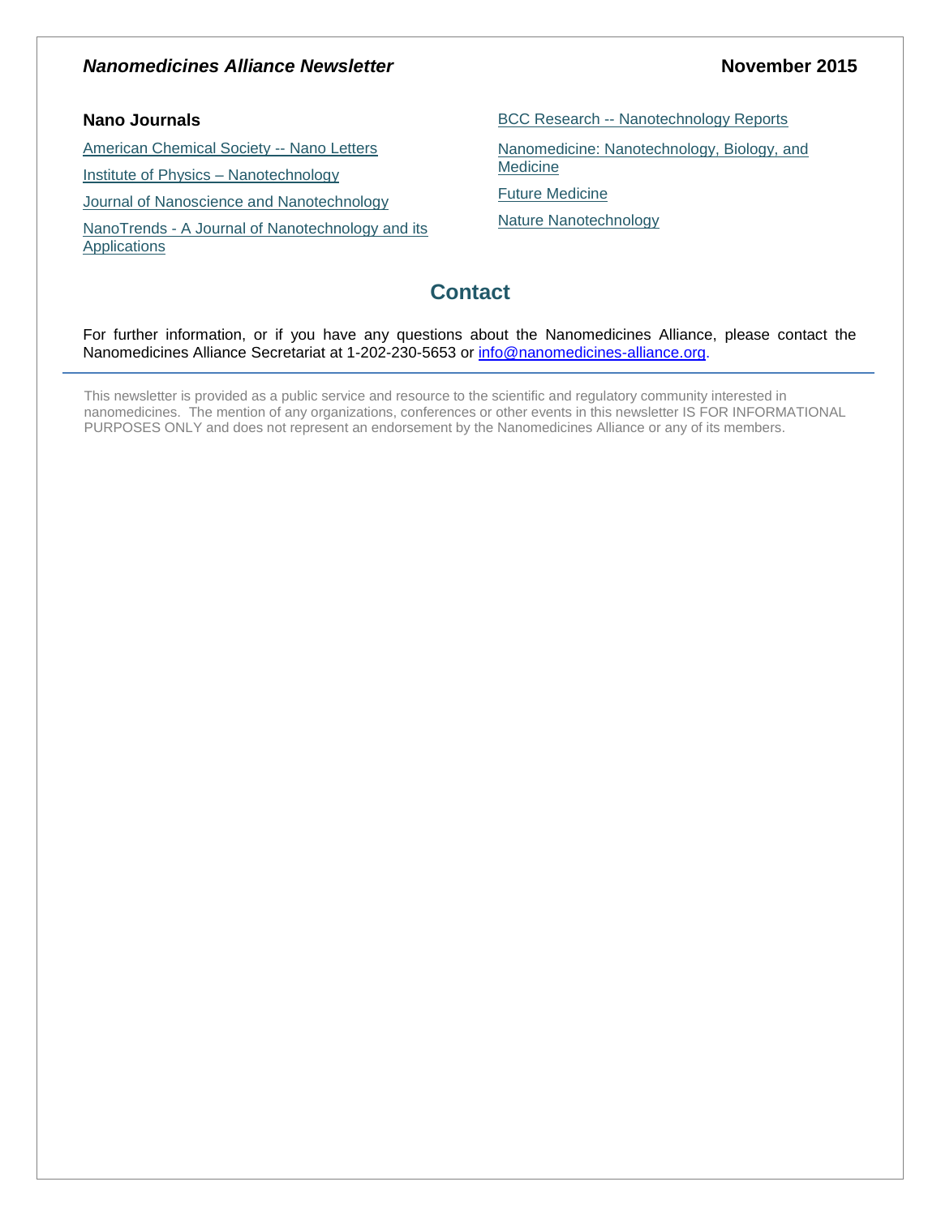### Nano Journals

American Chemical Society -- Nano Letters

Institute of Physics – Nanotechnology

Journal of Nanoscience and Nanotechnology

NanoTrends - A Journal of Nanotechnology and its Applications

BCC Research -- Nanotechnology Reports

Nanomedicine: Nanotechnology, Biology, and Medicine

Future Medicine

Nature Nanotechnology

## Contact

For further information, or if you have any questions about the Nanomedicines Alliance, please contact the Nanomedicines Alliance Secretariat at 1-202-230-5653 or info@nanomedicines-alliance.org.

---

This newsletter is provided as a public service and resource to the scientific and regulatory community interested in nanomedicines. The mention of any organizations, conferences or other events in this newsletter IS FOR INFORMATIONAL PURPOSES ONLY and does not represent an endorsement by the Nanomedicines Alliance or any of its members.